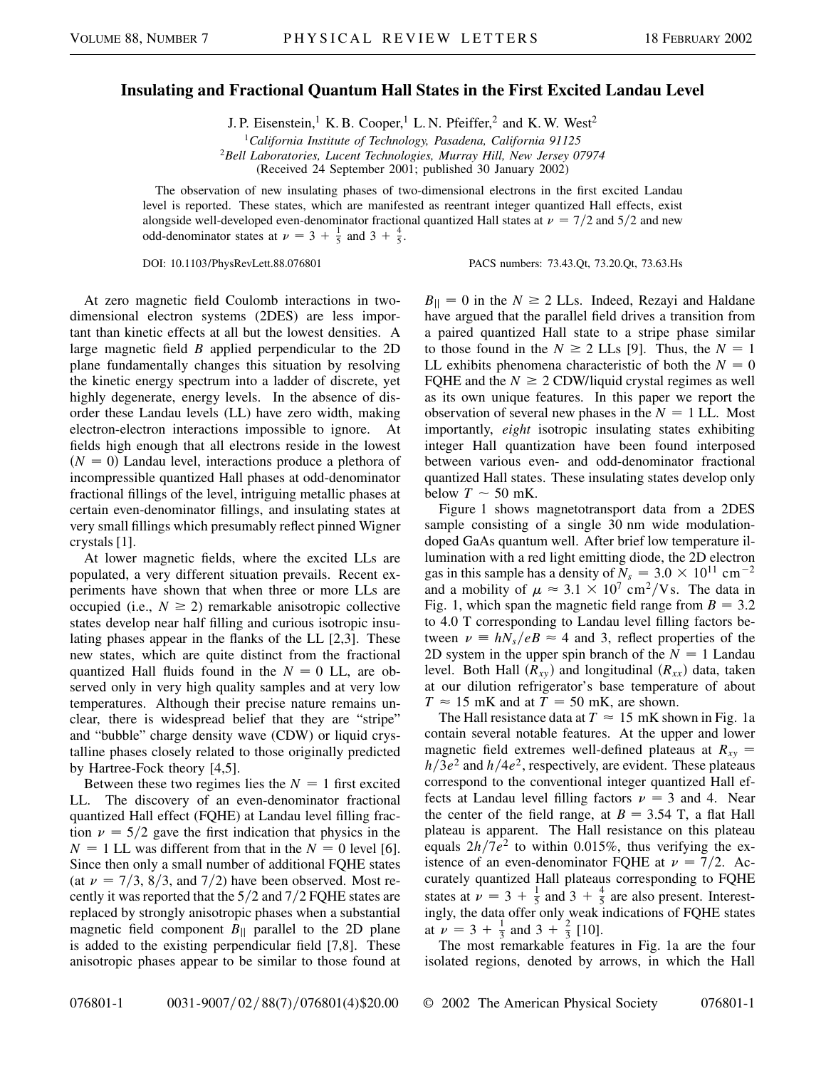# Insulating and Fractional Quantum Hall States in the First Excited Landau Level

J. P. Eisenstein,[1] K. B. Cooper,[1] L. N. Pfeiffer,[2] and K. W. West[2]

[1]*California Institute of Technology, Pasadena, California 91125*
[2]*Bell Laboratories, Lucent Technologies, Murray Hill, New Jersey 07974*
(Received 24 September 2001; published 30 January 2002)

The observation of new insulating phases of two-dimensional electrons in the first excited Landau level is reported. These states, which are manifested as reentrant integer quantized Hall effects, exist alongside well-developed even-denominator fractional quantized Hall states at $\nu = 7/2$ and $5/2$ and new odd-denominator states at $\nu = 3 + \frac{1}{5}$ and $3 + \frac{4}{5}$.

DOI: 10.1103/PhysRevLett.88.076801 PACS numbers: 73.43.Qt, 73.20.Qt, 73.63.Hs

At zero magnetic field Coulomb interactions in two-dimensional electron systems (2DES) are less important than kinetic effects at all but the lowest densities. A large magnetic field $B$ applied perpendicular to the 2D plane fundamentally changes this situation by resolving the kinetic energy spectrum into a ladder of discrete, yet highly degenerate, energy levels. In the absence of disorder these Landau levels (LL) have zero width, making electron-electron interactions impossible to ignore. At fields high enough that all electrons reside in the lowest ($N = 0$) Landau level, interactions produce a plethora of incompressible quantized Hall phases at odd-denominator fractional fillings of the level, intriguing metallic phases at certain even-denominator fillings, and insulating states at very small fillings which presumably reflect pinned Wigner crystals [1].

At lower magnetic fields, where the excited LLs are populated, a very different situation prevails. Recent experiments have shown that when three or more LLs are occupied (i.e., $N \geq 2$) remarkable anisotropic collective states develop near half filling and curious isotropic insulating phases appear in the flanks of the LL [2,3]. These new states, which are quite distinct from the fractional quantized Hall fluids found in the $N = 0$ LL, are observed only in very high quality samples and at very low temperatures. Although their precise nature remains unclear, there is widespread belief that they are "stripe" and "bubble" charge density wave (CDW) or liquid crystalline phases closely related to those originally predicted by Hartree-Fock theory [4,5].

Between these two regimes lies the $N = 1$ first excited LL. The discovery of an even-denominator fractional quantized Hall effect (FQHE) at Landau level filling fraction $\nu = 5/2$ gave the first indication that physics in the $N = 1$ LL was different from that in the $N = 0$ level [6]. Since then only a small number of additional FQHE states (at $\nu = 7/3$, $8/3$, and $7/2$) have been observed. Most recently it was reported that the $5/2$ and $7/2$ FQHE states are replaced by strongly anisotropic phases when a substantial magnetic field component $B_{||}$ parallel to the 2D plane is added to the existing perpendicular field [7,8]. These anisotropic phases appear to be similar to those found at $B_{||} = 0$ in the $N \geq 2$ LLs. Indeed, Rezayi and Haldane have argued that the parallel field drives a transition from a paired quantized Hall state to a stripe phase similar to those found in the $N \geq 2$ LLs [9]. Thus, the $N = 1$ LL exhibits phenomena characteristic of both the $N = 0$ FQHE and the $N \geq 2$ CDW/liquid crystal regimes as well as its own unique features. In this paper we report the observation of several new phases in the $N = 1$ LL. Most importantly, *eight* isotropic insulating states exhibiting integer Hall quantization have been found interposed between various even- and odd-denominator fractional quantized Hall states. These insulating states develop only below $T \sim 50$ mK.

Figure 1 shows magnetotransport data from a 2DES sample consisting of a single 30 nm wide modulation-doped GaAs quantum well. After brief low temperature illumination with a red light emitting diode, the 2D electron gas in this sample has a density of $N_s = 3.0 \times 10^{11}$ cm$^{-2}$ and a mobility of $\mu \approx 3.1 \times 10^7$ cm$^2$/V s. The data in Fig. 1, which span the magnetic field range from $B = 3.2$ to 4.0 T corresponding to Landau level filling factors between $\nu \equiv hN_s/eB \approx 4$ and 3, reflect properties of the 2D system in the upper spin branch of the $N = 1$ Landau level. Both Hall ($R_{xy}$) and longitudinal ($R_{xx}$) data, taken at our dilution refrigerator's base temperature of about $T \approx 15$ mK and at $T = 50$ mK, are shown.

The Hall resistance data at $T \approx 15$ mK shown in Fig. 1a contain several notable features. At the upper and lower magnetic field extremes well-defined plateaus at $R_{xy} = h/3e^2$ and $h/4e^2$, respectively, are evident. These plateaus correspond to the conventional integer quantized Hall effects at Landau level filling factors $\nu = 3$ and 4. Near the center of the field range, at $B = 3.54$ T, a flat Hall plateau is apparent. The Hall resistance on this plateau equals $2h/7e^2$ to within 0.015%, thus verifying the existence of an even-denominator FQHE at $\nu = 7/2$. Accurately quantized Hall plateaus corresponding to FQHE states at $\nu = 3 + \frac{1}{5}$ and $3 + \frac{4}{5}$ are also present. Interestingly, the data offer only weak indications of FQHE states at $\nu = 3 + \frac{1}{3}$ and $3 + \frac{2}{3}$ [10].

The most remarkable features in Fig. 1a are the four isolated regions, denoted by arrows, in which the Hall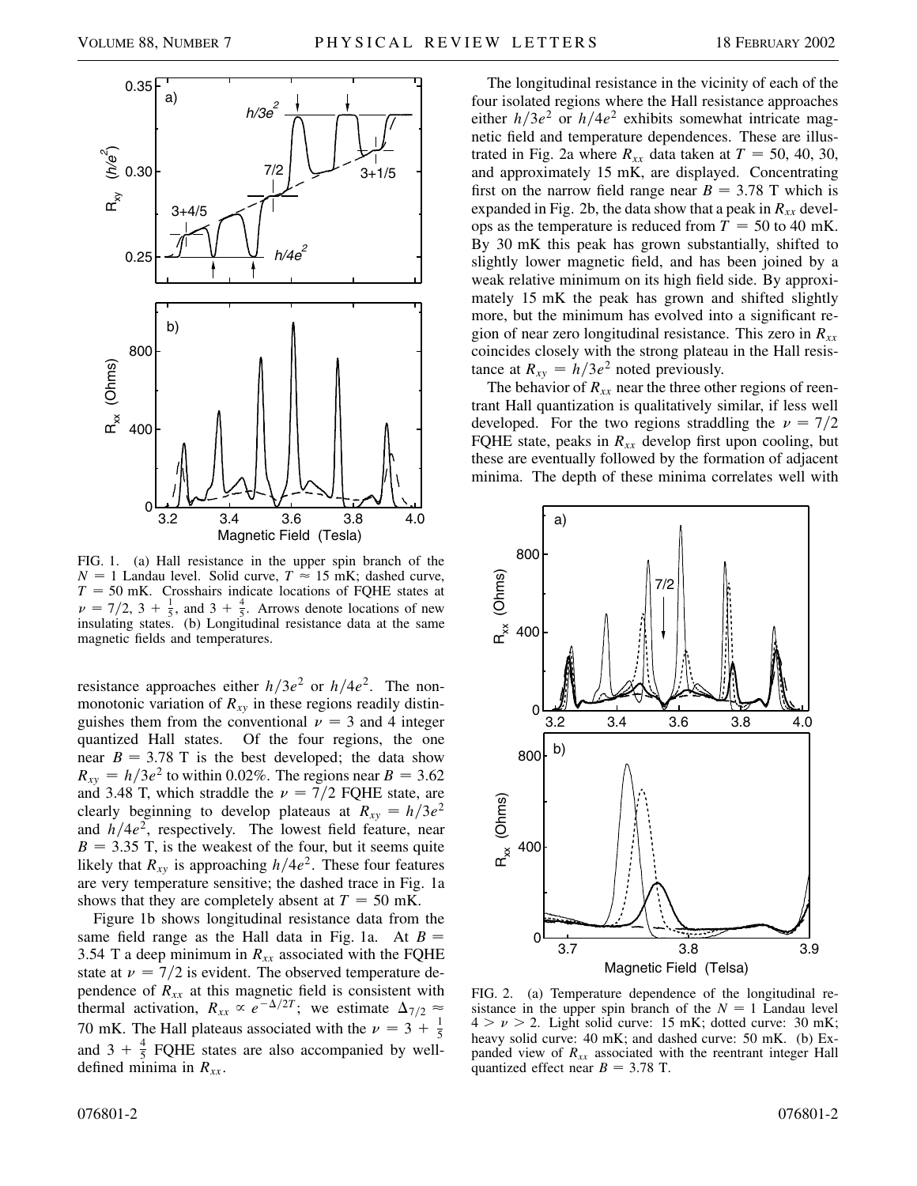FIG. 1. (a) Hall resistance in the upper spin branch of the $N = 1$ Landau level. Solid curve, $T \approx 15$ mK; dashed curve, $T = 50$ mK. Crosshairs indicate locations of FQHE states at $\nu = 7/2$, $3 + \frac{1}{5}$, and $3 + \frac{4}{5}$. Arrows denote locations of new insulating states. (b) Longitudinal resistance data at the same magnetic fields and temperatures.

resistance approaches either $h/3e^2$ or $h/4e^2$. The nonmonotonic variation of $R_{xy}$ in these regions readily distinguishes them from the conventional $\nu = 3$ and 4 integer quantized Hall states. Of the four regions, the one near $B = 3.78$ T is the best developed; the data show $R_{xy} = h/3e^2$ to within 0.02%. The regions near $B = 3.62$ and 3.48 T, which straddle the $\nu = 7/2$ FQHE state, are clearly beginning to develop plateaus at $R_{xy} = h/3e^2$ and $h/4e^2$, respectively. The lowest field feature, near $B = 3.35$ T, is the weakest of the four, but it seems quite likely that $R_{xy}$ is approaching $h/4e^2$. These four features are very temperature sensitive; the dashed trace in Fig. 1a shows that they are completely absent at $T = 50$ mK.

Figure 1b shows longitudinal resistance data from the same field range as the Hall data in Fig. 1a. At $B = 3.54$ T a deep minimum in $R_{xx}$ associated with the FQHE state at $\nu = 7/2$ is evident. The observed temperature dependence of $R_{xx}$ at this magnetic field is consistent with thermal activation, $R_{xx} \propto e^{-\Delta/2T}$; we estimate $\Delta_{7/2} \approx 70$ mK. The Hall plateaus associated with the $\nu = 3 + \frac{1}{5}$ and $3 + \frac{4}{5}$ FQHE states are also accompanied by well-defined minima in $R_{xx}$.

The longitudinal resistance in the vicinity of each of the four isolated regions where the Hall resistance approaches either $h/3e^2$ or $h/4e^2$ exhibits somewhat intricate magnetic field and temperature dependences. These are illustrated in Fig. 2a where $R_{xx}$ data taken at $T = 50$, 40, 30, and approximately 15 mK, are displayed. Concentrating first on the narrow field range near $B = 3.78$ T which is expanded in Fig. 2b, the data show that a peak in $R_{xx}$ develops as the temperature is reduced from $T = 50$ to 40 mK. By 30 mK this peak has grown substantially, shifted to slightly lower magnetic field, and has been joined by a weak relative minimum on its high field side. By approximately 15 mK the peak has grown and shifted slightly more, but the minimum has evolved into a significant region of near zero longitudinal resistance. This zero in $R_{xx}$ coincides closely with the strong plateau in the Hall resistance at $R_{xy} = h/3e^2$ noted previously.

The behavior of $R_{xx}$ near the three other regions of reentrant Hall quantization is qualitatively similar, if less well developed. For the two regions straddling the $\nu = 7/2$ FQHE state, peaks in $R_{xx}$ develop first upon cooling, but these are eventually followed by the formation of adjacent minima. The depth of these minima correlates well with

FIG. 2. (a) Temperature dependence of the longitudinal resistance in the upper spin branch of the $N = 1$ Landau level $4 > \nu > 2$. Light solid curve: 15 mK; dotted curve: 30 mK; heavy solid curve: 40 mK; and dashed curve: 50 mK. (b) Expanded view of $R_{xx}$ associated with the reentrant integer Hall quantized effect near $B = 3.78$ T.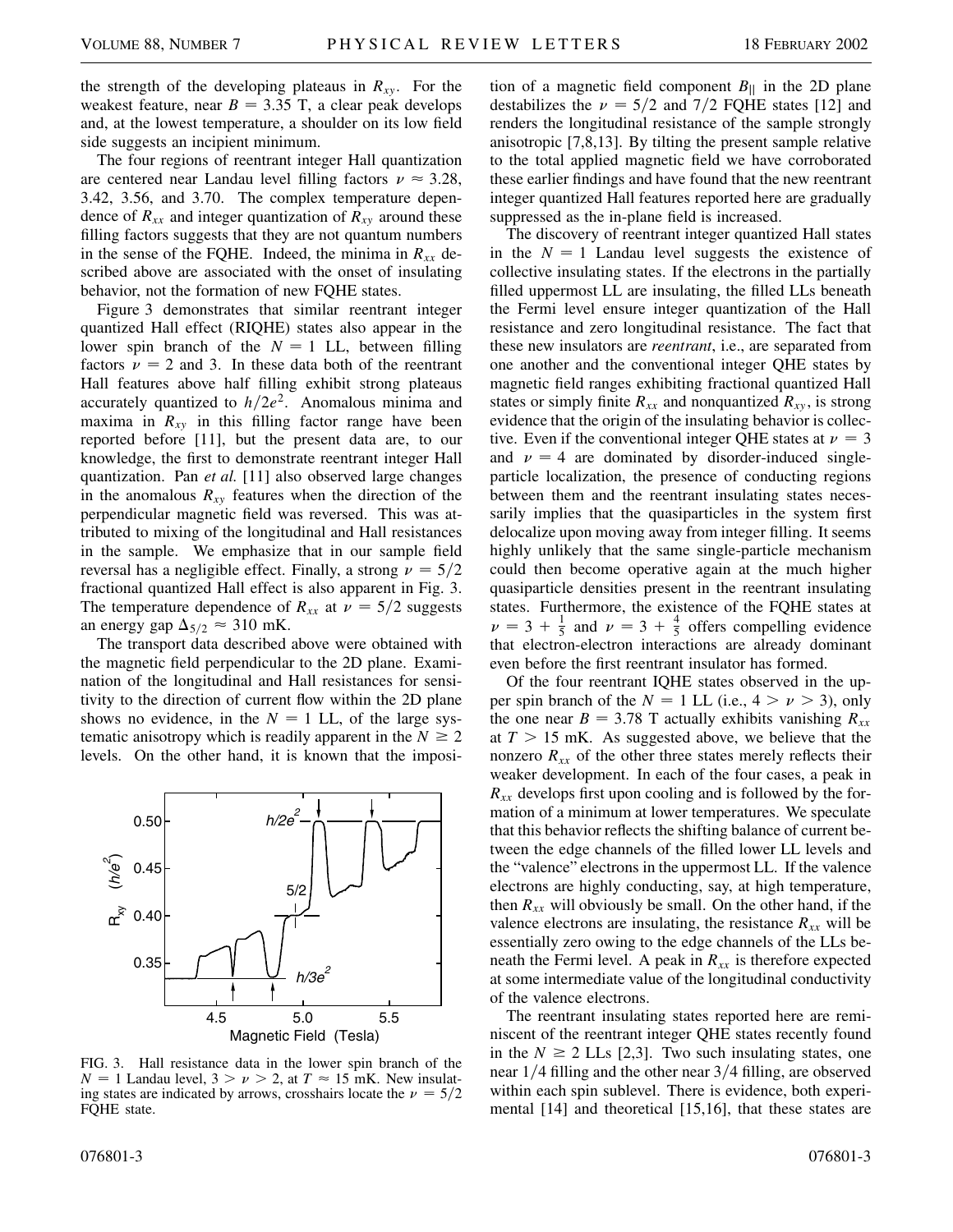the strength of the developing plateaus in $R_{xy}$. For the weakest feature, near $B = 3.35$ T, a clear peak develops and, at the lowest temperature, a shoulder on its low field side suggests an incipient minimum.

The four regions of reentrant integer Hall quantization are centered near Landau level filling factors $\nu \approx 3.28$, 3.42, 3.56, and 3.70. The complex temperature dependence of $R_{xx}$ and integer quantization of $R_{xy}$ around these filling factors suggests that they are not quantum numbers in the sense of the FQHE. Indeed, the minima in $R_{xx}$ described above are associated with the onset of insulating behavior, not the formation of new FQHE states.

Figure 3 demonstrates that similar reentrant integer quantized Hall effect (RIQHE) states also appear in the lower spin branch of the $N = 1$ LL, between filling factors $\nu = 2$ and 3. In these data both of the reentrant Hall features above half filling exhibit strong plateaus accurately quantized to $h/2e^2$. Anomalous minima and maxima in $R_{xy}$ in this filling factor range have been reported before [11], but the present data are, to our knowledge, the first to demonstrate reentrant integer Hall quantization. Pan *et al.* [11] also observed large changes in the anomalous $R_{xy}$ features when the direction of the perpendicular magnetic field was reversed. This was attributed to mixing of the longitudinal and Hall resistances in the sample. We emphasize that in our sample field reversal has a negligible effect. Finally, a strong $\nu = 5/2$ fractional quantized Hall effect is also apparent in Fig. 3. The temperature dependence of $R_{xx}$ at $\nu = 5/2$ suggests an energy gap $\Delta_{5/2} \approx 310$ mK.

The transport data described above were obtained with the magnetic field perpendicular to the 2D plane. Examination of the longitudinal and Hall resistances for sensitivity to the direction of current flow within the 2D plane shows no evidence, in the $N = 1$ LL, of the large systematic anisotropy which is readily apparent in the $N \geq 2$ levels. On the other hand, it is known that the imposition of a magnetic field component $B_{||}$ in the 2D plane destabilizes the $\nu = 5/2$ and $7/2$ FQHE states [12] and renders the longitudinal resistance of the sample strongly anisotropic [7,8,13]. By tilting the present sample relative to the total applied magnetic field we have corroborated these earlier findings and have found that the new reentrant integer quantized Hall features reported here are gradually suppressed as the in-plane field is increased.

FIG. 3. Hall resistance data in the lower spin branch of the $N = 1$ Landau level, $3 > \nu > 2$, at $T \approx 15$ mK. New insulating states are indicated by arrows, crosshairs locate the $\nu = 5/2$ FQHE state.

The discovery of reentrant integer quantized Hall states in the $N = 1$ Landau level suggests the existence of collective insulating states. If the electrons in the partially filled uppermost LL are insulating, the filled LLs beneath the Fermi level ensure integer quantization of the Hall resistance and zero longitudinal resistance. The fact that these new insulators are *reentrant*, i.e., are separated from one another and the conventional integer QHE states by magnetic field ranges exhibiting fractional quantized Hall states or simply finite $R_{xx}$ and nonquantized $R_{xy}$, is strong evidence that the origin of the insulating behavior is collective. Even if the conventional integer QHE states at $\nu = 3$ and $\nu = 4$ are dominated by disorder-induced single-particle localization, the presence of conducting regions between them and the reentrant insulating states necessarily implies that the quasiparticles in the system first delocalize upon moving away from integer filling. It seems highly unlikely that the same single-particle mechanism could then become operative again at the much higher quasiparticle densities present in the reentrant insulating states. Furthermore, the existence of the FQHE states at $\nu = 3 + \frac{1}{5}$ and $\nu = 3 + \frac{4}{5}$ offers compelling evidence that electron-electron interactions are already dominant even before the first reentrant insulator has formed.

Of the four reentrant IQHE states observed in the upper spin branch of the $N = 1$ LL (i.e., $4 > \nu > 3$), only the one near $B = 3.78$ T actually exhibits vanishing $R_{xx}$ at $T > 15$ mK. As suggested above, we believe that the nonzero $R_{xx}$ of the other three states merely reflects their weaker development. In each of the four cases, a peak in $R_{xx}$ develops first upon cooling and is followed by the formation of a minimum at lower temperatures. We speculate that this behavior reflects the shifting balance of current between the edge channels of the filled lower LL levels and the "valence" electrons in the uppermost LL. If the valence electrons are highly conducting, say, at high temperature, then $R_{xx}$ will obviously be small. On the other hand, if the valence electrons are insulating, the resistance $R_{xx}$ will be essentially zero owing to the edge channels of the LLs beneath the Fermi level. A peak in $R_{xx}$ is therefore expected at some intermediate value of the longitudinal conductivity of the valence electrons.

The reentrant insulating states reported here are reminiscent of the reentrant integer QHE states recently found in the $N \geq 2$ LLs [2,3]. Two such insulating states, one near $1/4$ filling and the other near $3/4$ filling, are observed within each spin sublevel. There is evidence, both experimental [14] and theoretical [15,16], that these states are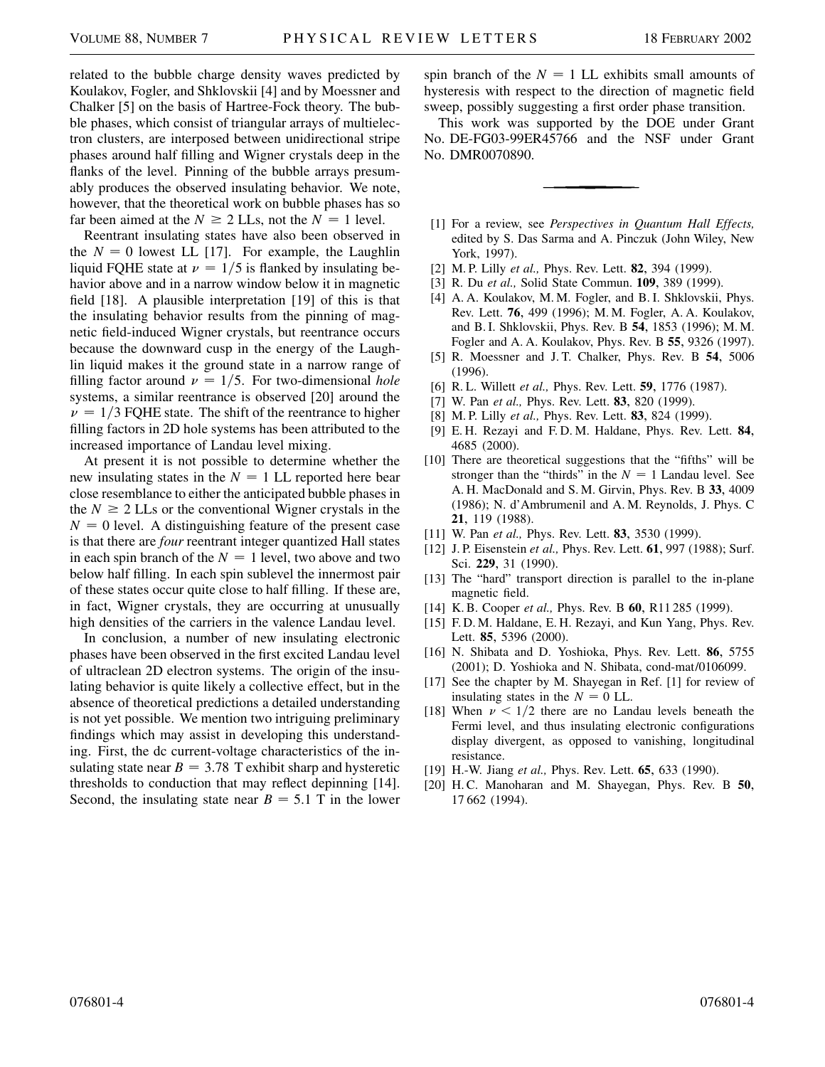related to the bubble charge density waves predicted by Koulakov, Fogler, and Shklovskii [4] and by Moessner and Chalker [5] on the basis of Hartree-Fock theory. The bubble phases, which consist of triangular arrays of multielectron clusters, are interposed between unidirectional stripe phases around half filling and Wigner crystals deep in the flanks of the level. Pinning of the bubble arrays presumably produces the observed insulating behavior. We note, however, that the theoretical work on bubble phases has so far been aimed at the $N \geq 2$ LLs, not the $N = 1$ level.

Reentrant insulating states have also been observed in the $N = 0$ lowest LL [17]. For example, the Laughlin liquid FQHE state at $\nu = 1/5$ is flanked by insulating behavior above and in a narrow window below it in magnetic field [18]. A plausible interpretation [19] of this is that the insulating behavior results from the pinning of magnetic field-induced Wigner crystals, but reentrance occurs because the downward cusp in the energy of the Laughlin liquid makes it the ground state in a narrow range of filling factor around $\nu = 1/5$. For two-dimensional *hole* systems, a similar reentrance is observed [20] around the $\nu = 1/3$ FQHE state. The shift of the reentrance to higher filling factors in 2D hole systems has been attributed to the increased importance of Landau level mixing.

At present it is not possible to determine whether the new insulating states in the $N = 1$ LL reported here bear close resemblance to either the anticipated bubble phases in the $N \geq 2$ LLs or the conventional Wigner crystals in the $N = 0$ level. A distinguishing feature of the present case is that there are *four* reentrant integer quantized Hall states in each spin branch of the $N = 1$ level, two above and two below half filling. In each spin sublevel the innermost pair of these states occur quite close to half filling. If these are, in fact, Wigner crystals, they are occurring at unusually high densities of the carriers in the valence Landau level.

In conclusion, a number of new insulating electronic phases have been observed in the first excited Landau level of ultraclean 2D electron systems. The origin of the insulating behavior is quite likely a collective effect, but in the absence of theoretical predictions a detailed understanding is not yet possible. We mention two intriguing preliminary findings which may assist in developing this understanding. First, the dc current-voltage characteristics of the insulating state near $B = 3.78$ T exhibit sharp and hysteretic thresholds to conduction that may reflect depinning [14]. Second, the insulating state near $B = 5.1$ T in the lower spin branch of the $N = 1$ LL exhibits small amounts of hysteresis with respect to the direction of magnetic field sweep, possibly suggesting a first order phase transition.

This work was supported by the DOE under Grant No. DE-FG03-99ER45766 and the NSF under Grant No. DMR0070890.

---

[1] For a review, see *Perspectives in Quantum Hall Effects,* edited by S. Das Sarma and A. Pinczuk (John Wiley, New York, 1997).

[2] M. P. Lilly *et al.,* Phys. Rev. Lett. **82**, 394 (1999).

[3] R. Du *et al.,* Solid State Commun. **109**, 389 (1999).

[4] A. A. Koulakov, M. M. Fogler, and B. I. Shklovskii, Phys. Rev. Lett. **76**, 499 (1996); M. M. Fogler, A. A. Koulakov, and B. I. Shklovskii, Phys. Rev. B **54**, 1853 (1996); M. M. Fogler and A. A. Koulakov, Phys. Rev. B **55**, 9326 (1997).

[5] R. Moessner and J. T. Chalker, Phys. Rev. B **54**, 5006 (1996).

[6] R. L. Willett *et al.,* Phys. Rev. Lett. **59**, 1776 (1987).

[7] W. Pan *et al.,* Phys. Rev. Lett. **83**, 820 (1999).

[8] M. P. Lilly *et al.,* Phys. Rev. Lett. **83**, 824 (1999).

[9] E. H. Rezayi and F. D. M. Haldane, Phys. Rev. Lett. **84**, 4685 (2000).

[10] There are theoretical suggestions that the "fifths" will be stronger than the "thirds" in the $N = 1$ Landau level. See A. H. MacDonald and S. M. Girvin, Phys. Rev. B **33**, 4009 (1986); N. d'Ambrumenil and A. M. Reynolds, J. Phys. C **21**, 119 (1988).

[11] W. Pan *et al.,* Phys. Rev. Lett. **83**, 3530 (1999).

[12] J. P. Eisenstein *et al.,* Phys. Rev. Lett. **61**, 997 (1988); Surf. Sci. **229**, 31 (1990).

[13] The "hard" transport direction is parallel to the in-plane magnetic field.

[14] K. B. Cooper *et al.,* Phys. Rev. B **60**, R11 285 (1999).

[15] F. D. M. Haldane, E. H. Rezayi, and Kun Yang, Phys. Rev. Lett. **85**, 5396 (2000).

[16] N. Shibata and D. Yoshioka, Phys. Rev. Lett. **86**, 5755 (2001); D. Yoshioka and N. Shibata, cond-mat/0106099.

[17] See the chapter by M. Shayegan in Ref. [1] for review of insulating states in the $N = 0$ LL.

[18] When $\nu < 1/2$ there are no Landau levels beneath the Fermi level, and thus insulating electronic configurations display divergent, as opposed to vanishing, longitudinal resistance.

[19] H.-W. Jiang *et al.,* Phys. Rev. Lett. **65**, 633 (1990).

[20] H. C. Manoharan and M. Shayegan, Phys. Rev. B **50**, 17 662 (1994).